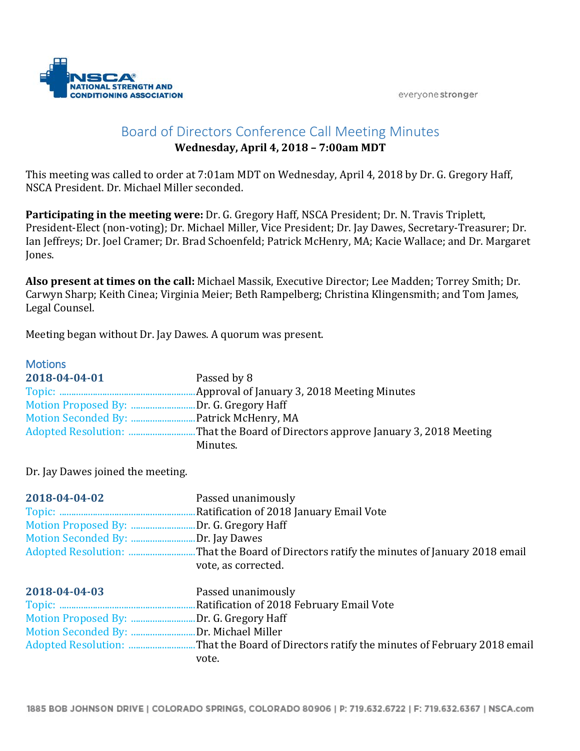# Board of Directors Conference Call Meeting Minutes

**Wednesday, April 4, 2018 – 7:00am MDT**

This meeting was called to order at 7:01am MDT on Wednesday, April 4, 2018 by Dr. G. Gregory Haff, NSCA President. Dr. Michael Miller seconded.

**Participating in the meeting were:** Dr. G. Gregory Haff, NSCA President; Dr. N. Travis Triplett, President-Elect (non-voting); Dr. Michael Miller, Vice President; Dr. Jay Dawes, Secretary-Treasurer; Dr. Ian Jeffreys; Dr. Joel Cramer; Dr. Brad Schoenfeld; Patrick McHenry, MA; Kacie Wallace; and Dr. Margaret Jones.

**Also present at times on the call:** Michael Massik, Executive Director; Lee Madden; Torrey Smith; Dr. Carwyn Sharp; Keith Cinea; Virginia Meier; Beth Rampelberg; Christina Klingensmith; and Tom James, Legal Counsel.

Meeting began without Dr. Jay Dawes. A quorum was present.

## Motions

**2018-04-04-01** Passed by 8

Topic: Approval of January 3, 2018 Meeting Minutes
Motion Proposed By: Dr. G. Gregory Haff
Motion Seconded By: Patrick McHenry, MA
Adopted Resolution: That the Board of Directors approve January 3, 2018 Meeting Minutes.

Dr. Jay Dawes joined the meeting.

**2018-04-04-02** Passed unanimously

Topic: Ratification of 2018 January Email Vote
Motion Proposed By: Dr. G. Gregory Haff
Motion Seconded By: Dr. Jay Dawes
Adopted Resolution: That the Board of Directors ratify the minutes of January 2018 email vote, as corrected.

**2018-04-04-03** Passed unanimously

Topic: Ratification of 2018 February Email Vote
Motion Proposed By: Dr. G. Gregory Haff
Motion Seconded By: Dr. Michael Miller
Adopted Resolution: That the Board of Directors ratify the minutes of February 2018 email vote.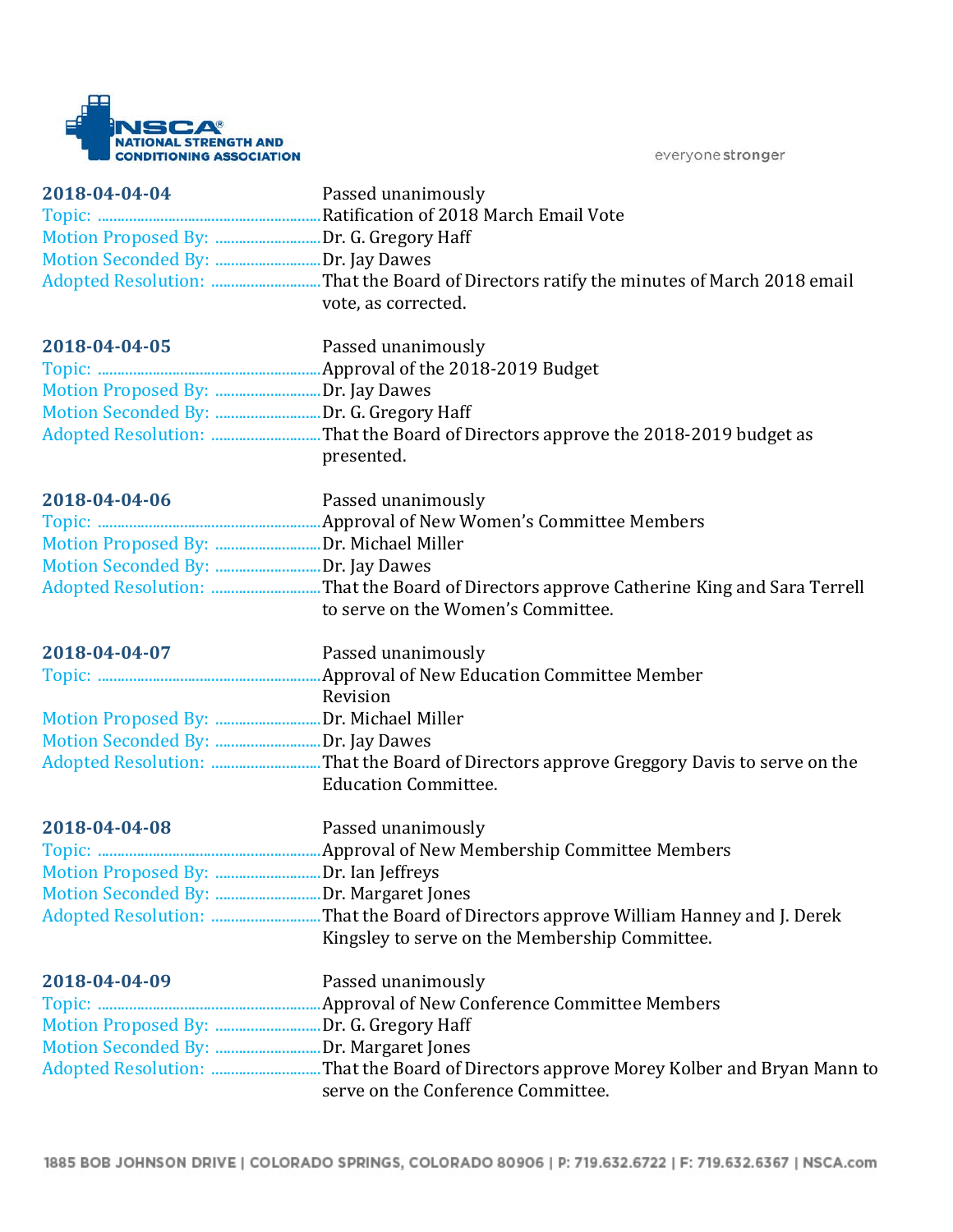**2018-04-04-04** Passed unanimously

Topic: Ratification of 2018 March Email Vote
Motion Proposed By: Dr. G. Gregory Haff
Motion Seconded By: Dr. Jay Dawes
Adopted Resolution: That the Board of Directors ratify the minutes of March 2018 email vote, as corrected.

**2018-04-04-05** Passed unanimously

Topic: Approval of the 2018-2019 Budget
Motion Proposed By: Dr. Jay Dawes
Motion Seconded By: Dr. G. Gregory Haff
Adopted Resolution: That the Board of Directors approve the 2018-2019 budget as presented.

**2018-04-04-06** Passed unanimously

Topic: Approval of New Women's Committee Members
Motion Proposed By: Dr. Michael Miller
Motion Seconded By: Dr. Jay Dawes
Adopted Resolution: That the Board of Directors approve Catherine King and Sara Terrell to serve on the Women's Committee.

**2018-04-04-07** Passed unanimously

Topic: Approval of New Education Committee Member Revision
Motion Proposed By: Dr. Michael Miller
Motion Seconded By: Dr. Jay Dawes
Adopted Resolution: That the Board of Directors approve Greggory Davis to serve on the Education Committee.

**2018-04-04-08** Passed unanimously

Topic: Approval of New Membership Committee Members
Motion Proposed By: Dr. Ian Jeffreys
Motion Seconded By: Dr. Margaret Jones
Adopted Resolution: That the Board of Directors approve William Hanney and J. Derek Kingsley to serve on the Membership Committee.

**2018-04-04-09** Passed unanimously

Topic: Approval of New Conference Committee Members
Motion Proposed By: Dr. G. Gregory Haff
Motion Seconded By: Dr. Margaret Jones
Adopted Resolution: That the Board of Directors approve Morey Kolber and Bryan Mann to serve on the Conference Committee.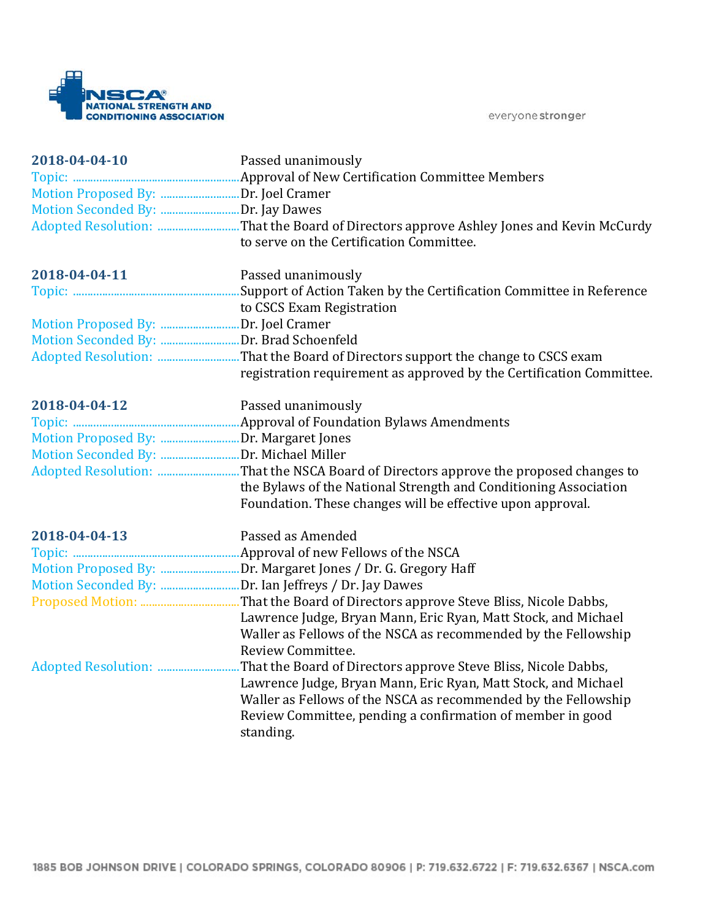**2018-04-04-10** Passed unanimously

Topic: Approval of New Certification Committee Members

Motion Proposed By: Dr. Joel Cramer

Motion Seconded By: Dr. Jay Dawes

Adopted Resolution: That the Board of Directors approve Ashley Jones and Kevin McCurdy to serve on the Certification Committee.

**2018-04-04-11** Passed unanimously

Topic: Support of Action Taken by the Certification Committee in Reference to CSCS Exam Registration

Motion Proposed By: Dr. Joel Cramer

Motion Seconded By: Dr. Brad Schoenfeld

Adopted Resolution: That the Board of Directors support the change to CSCS exam registration requirement as approved by the Certification Committee.

**2018-04-04-12** Passed unanimously

Topic: Approval of Foundation Bylaws Amendments

Motion Proposed By: Dr. Margaret Jones

Motion Seconded By: Dr. Michael Miller

Adopted Resolution: That the NSCA Board of Directors approve the proposed changes to the Bylaws of the National Strength and Conditioning Association Foundation. These changes will be effective upon approval.

**2018-04-04-13** Passed as Amended

Topic: Approval of new Fellows of the NSCA

Motion Proposed By: Dr. Margaret Jones / Dr. G. Gregory Haff

Motion Seconded By: Dr. Ian Jeffreys / Dr. Jay Dawes

Proposed Motion: That the Board of Directors approve Steve Bliss, Nicole Dabbs, Lawrence Judge, Bryan Mann, Eric Ryan, Matt Stock, and Michael Waller as Fellows of the NSCA as recommended by the Fellowship Review Committee.

Adopted Resolution: That the Board of Directors approve Steve Bliss, Nicole Dabbs, Lawrence Judge, Bryan Mann, Eric Ryan, Matt Stock, and Michael Waller as Fellows of the NSCA as recommended by the Fellowship Review Committee, pending a confirmation of member in good standing.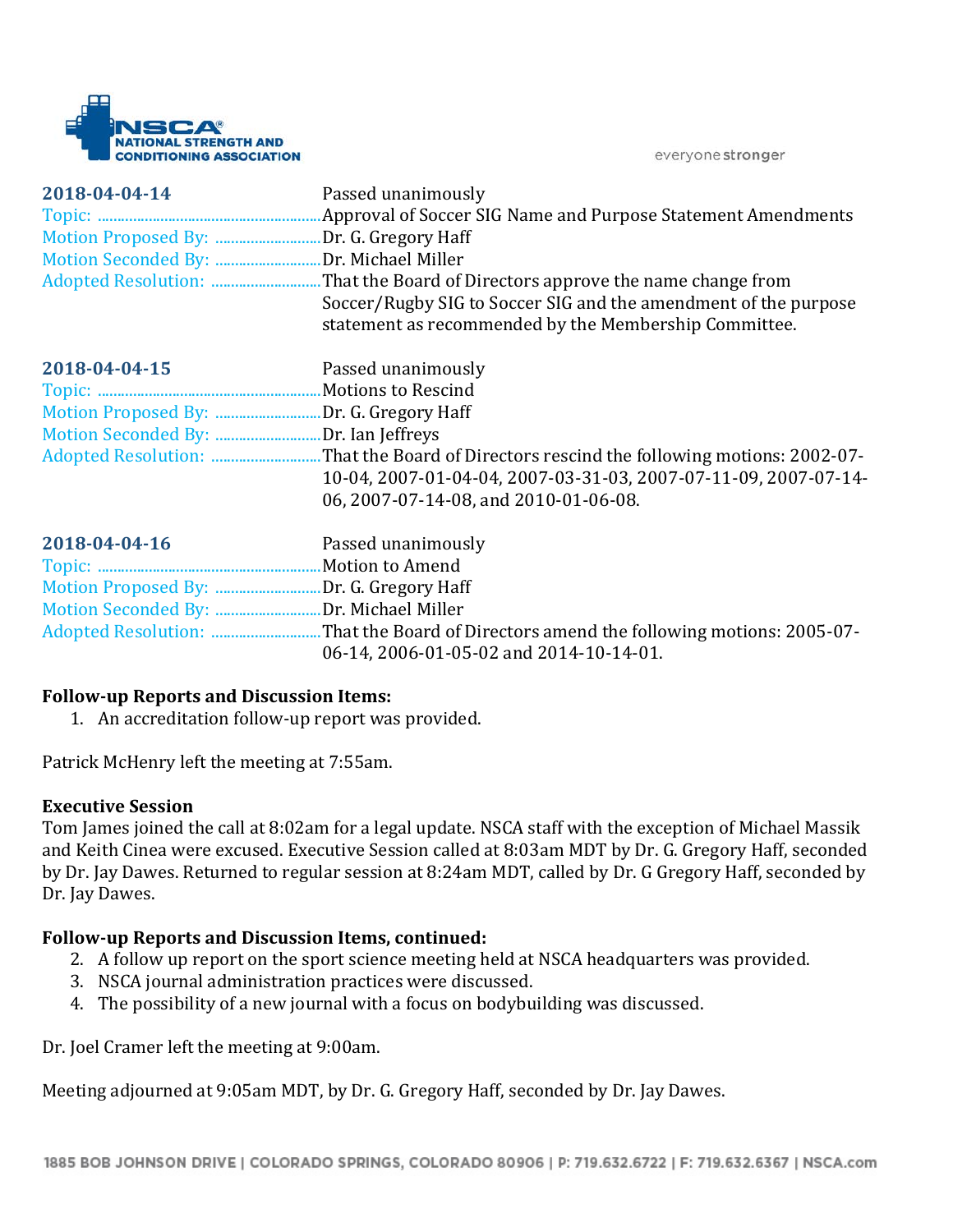**2018-04-04-14** Passed unanimously

Topic: Approval of Soccer SIG Name and Purpose Statement Amendments
Motion Proposed By: Dr. G. Gregory Haff
Motion Seconded By: Dr. Michael Miller
Adopted Resolution: That the Board of Directors approve the name change from Soccer/Rugby SIG to Soccer SIG and the amendment of the purpose statement as recommended by the Membership Committee.

**2018-04-04-15** Passed unanimously

Topic: Motions to Rescind
Motion Proposed By: Dr. G. Gregory Haff
Motion Seconded By: Dr. Ian Jeffreys
Adopted Resolution: That the Board of Directors rescind the following motions: 2002-07-10-04, 2007-01-04-04, 2007-03-31-03, 2007-07-11-09, 2007-07-14-06, 2007-07-14-08, and 2010-01-06-08.

**2018-04-04-16** Passed unanimously

Topic: Motion to Amend
Motion Proposed By: Dr. G. Gregory Haff
Motion Seconded By: Dr. Michael Miller
Adopted Resolution: That the Board of Directors amend the following motions: 2005-07-06-14, 2006-01-05-02 and 2014-10-14-01.

**Follow-up Reports and Discussion Items:**

1. An accreditation follow-up report was provided.

Patrick McHenry left the meeting at 7:55am.

**Executive Session**

Tom James joined the call at 8:02am for a legal update. NSCA staff with the exception of Michael Massik and Keith Cinea were excused. Executive Session called at 8:03am MDT by Dr. G. Gregory Haff, seconded by Dr. Jay Dawes. Returned to regular session at 8:24am MDT, called by Dr. G Gregory Haff, seconded by Dr. Jay Dawes.

**Follow-up Reports and Discussion Items, continued:**

2. A follow up report on the sport science meeting held at NSCA headquarters was provided.
3. NSCA journal administration practices were discussed.
4. The possibility of a new journal with a focus on bodybuilding was discussed.

Dr. Joel Cramer left the meeting at 9:00am.

Meeting adjourned at 9:05am MDT, by Dr. G. Gregory Haff, seconded by Dr. Jay Dawes.